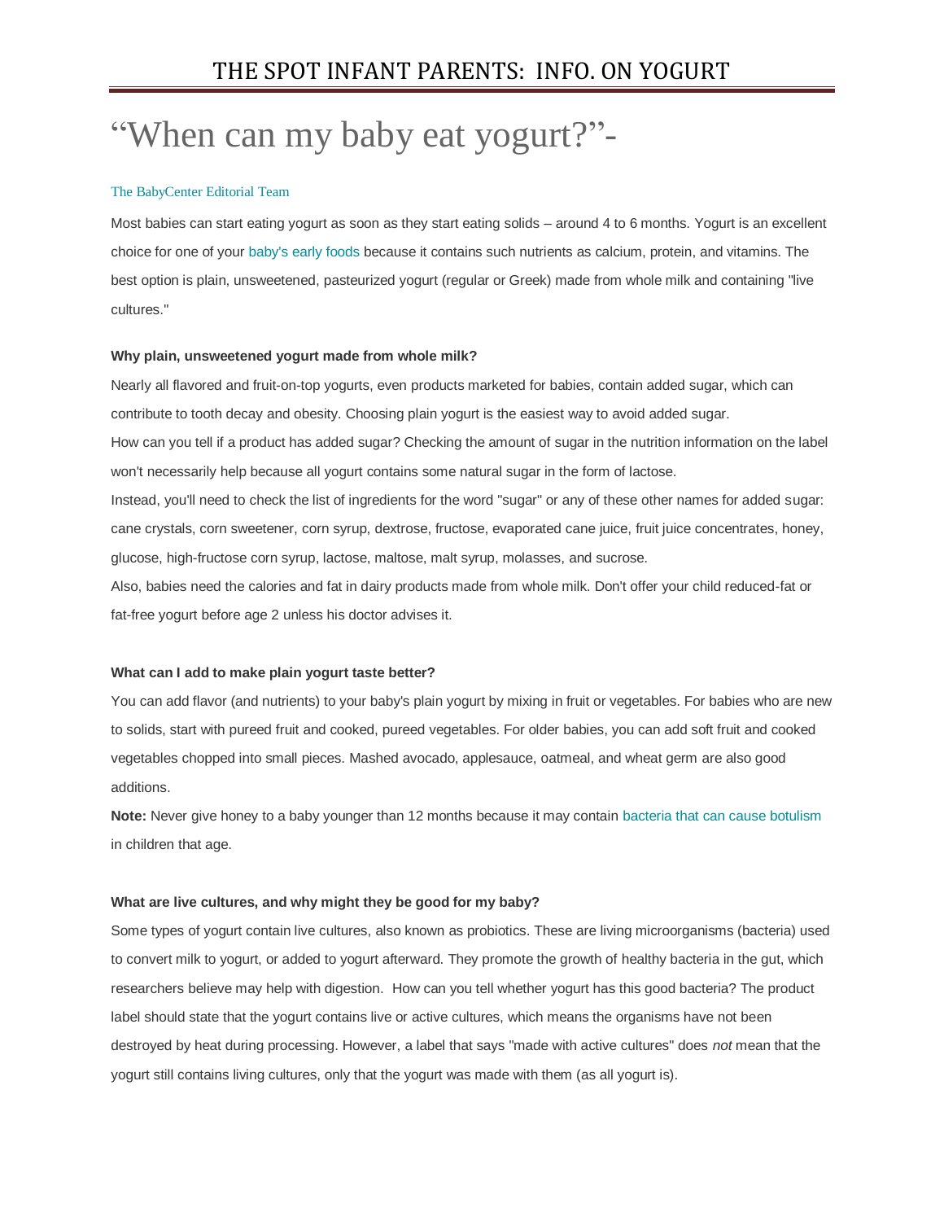# THE SPOT INFANT PARENTS: INFO. ON YOGURT

# "When can my baby eat yogurt?"-

The BabyCenter Editorial Team

Most babies can start eating yogurt as soon as they start eating solids – around 4 to 6 months. Yogurt is an excellent choice for one of your baby's early foods because it contains such nutrients as calcium, protein, and vitamins. The best option is plain, unsweetened, pasteurized yogurt (regular or Greek) made from whole milk and containing "live cultures."

**Why plain, unsweetened yogurt made from whole milk?**

Nearly all flavored and fruit-on-top yogurts, even products marketed for babies, contain added sugar, which can contribute to tooth decay and obesity. Choosing plain yogurt is the easiest way to avoid added sugar.

How can you tell if a product has added sugar? Checking the amount of sugar in the nutrition information on the label won't necessarily help because all yogurt contains some natural sugar in the form of lactose.

Instead, you'll need to check the list of ingredients for the word "sugar" or any of these other names for added sugar: cane crystals, corn sweetener, corn syrup, dextrose, fructose, evaporated cane juice, fruit juice concentrates, honey, glucose, high-fructose corn syrup, lactose, maltose, malt syrup, molasses, and sucrose.

Also, babies need the calories and fat in dairy products made from whole milk. Don't offer your child reduced-fat or fat-free yogurt before age 2 unless his doctor advises it.

**What can I add to make plain yogurt taste better?**

You can add flavor (and nutrients) to your baby's plain yogurt by mixing in fruit or vegetables. For babies who are new to solids, start with pureed fruit and cooked, pureed vegetables. For older babies, you can add soft fruit and cooked vegetables chopped into small pieces. Mashed avocado, applesauce, oatmeal, and wheat germ are also good additions.

**Note:** Never give honey to a baby younger than 12 months because it may contain bacteria that can cause botulism in children that age.

**What are live cultures, and why might they be good for my baby?**

Some types of yogurt contain live cultures, also known as probiotics. These are living microorganisms (bacteria) used to convert milk to yogurt, or added to yogurt afterward. They promote the growth of healthy bacteria in the gut, which researchers believe may help with digestion. How can you tell whether yogurt has this good bacteria? The product label should state that the yogurt contains live or active cultures, which means the organisms have not been destroyed by heat during processing. However, a label that says "made with active cultures" does *not* mean that the yogurt still contains living cultures, only that the yogurt was made with them (as all yogurt is).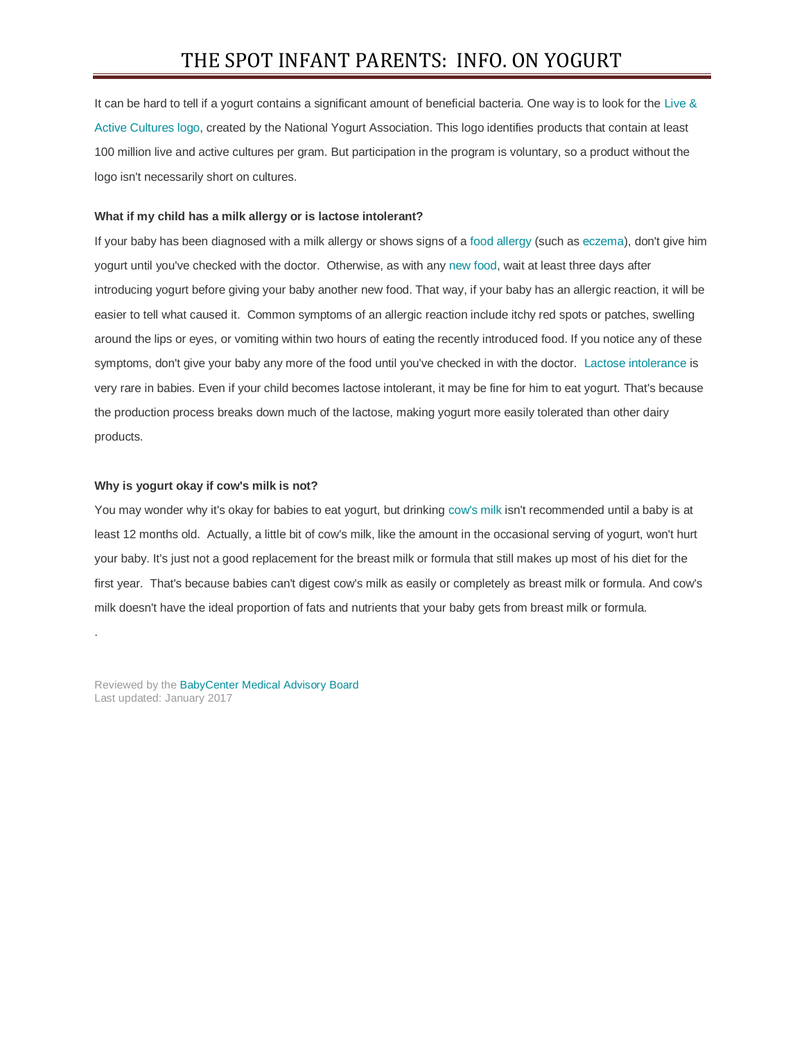It can be hard to tell if a yogurt contains a significant amount of beneficial bacteria. One way is to look for the Live & Active Cultures logo, created by the National Yogurt Association. This logo identifies products that contain at least 100 million live and active cultures per gram. But participation in the program is voluntary, so a product without the logo isn't necessarily short on cultures.

**What if my child has a milk allergy or is lactose intolerant?**

If your baby has been diagnosed with a milk allergy or shows signs of a food allergy (such as eczema), don't give him yogurt until you've checked with the doctor. Otherwise, as with any new food, wait at least three days after introducing yogurt before giving your baby another new food. That way, if your baby has an allergic reaction, it will be easier to tell what caused it. Common symptoms of an allergic reaction include itchy red spots or patches, swelling around the lips or eyes, or vomiting within two hours of eating the recently introduced food. If you notice any of these symptoms, don't give your baby any more of the food until you've checked in with the doctor. Lactose intolerance is very rare in babies. Even if your child becomes lactose intolerant, it may be fine for him to eat yogurt. That's because the production process breaks down much of the lactose, making yogurt more easily tolerated than other dairy products.

**Why is yogurt okay if cow's milk is not?**

You may wonder why it's okay for babies to eat yogurt, but drinking cow's milk isn't recommended until a baby is at least 12 months old. Actually, a little bit of cow's milk, like the amount in the occasional serving of yogurt, won't hurt your baby. It's just not a good replacement for the breast milk or formula that still makes up most of his diet for the first year. That's because babies can't digest cow's milk as easily or completely as breast milk or formula. And cow's milk doesn't have the ideal proportion of fats and nutrients that your baby gets from breast milk or formula.

.

Reviewed by the BabyCenter Medical Advisory Board
Last updated: January 2017